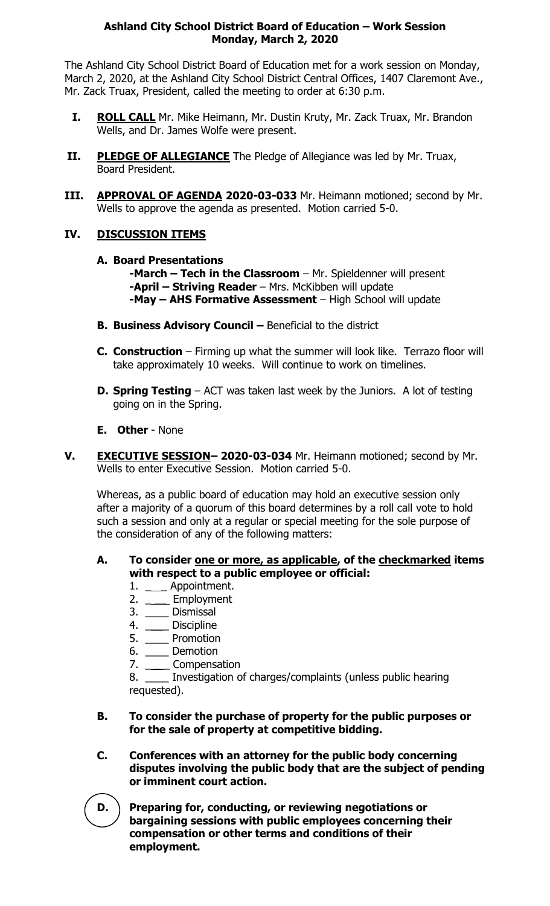**Ashland City School District Board of Education – Work Session**
**Monday, March 2, 2020**

The Ashland City School District Board of Education met for a work session on Monday, March 2, 2020, at the Ashland City School District Central Offices, 1407 Claremont Ave., Mr. Zack Truax, President, called the meeting to order at 6:30 p.m.

**I. ROLL CALL** Mr. Mike Heimann, Mr. Dustin Kruty, Mr. Zack Truax, Mr. Brandon Wells, and Dr. James Wolfe were present.

**II. PLEDGE OF ALLEGIANCE** The Pledge of Allegiance was led by Mr. Truax, Board President.

**III. APPROVAL OF AGENDA 2020-03-033** Mr. Heimann motioned; second by Mr. Wells to approve the agenda as presented. Motion carried 5-0.

**IV. DISCUSSION ITEMS**

**A. Board Presentations**
**-March – Tech in the Classroom** – Mr. Spieldenner will present
**-April – Striving Reader** – Mrs. McKibben will update
**-May – AHS Formative Assessment** – High School will update

**B. Business Advisory Council –** Beneficial to the district

**C. Construction** – Firming up what the summer will look like. Terrazo floor will take approximately 10 weeks. Will continue to work on timelines.

**D. Spring Testing** – ACT was taken last week by the Juniors. A lot of testing going on in the Spring.

**E. Other** - None

**V. EXECUTIVE SESSION– 2020-03-034** Mr. Heimann motioned; second by Mr. Wells to enter Executive Session. Motion carried 5-0.

Whereas, as a public board of education may hold an executive session only after a majority of a quorum of this board determines by a roll call vote to hold such a session and only at a regular or special meeting for the sole purpose of the consideration of any of the following matters:

**A. To consider one or more, as applicable, of the checkmarked items with respect to a public employee or official:**

1. ____ Appointment.
2. ____ Employment
3. ____ Dismissal
4. ____ Discipline
5. ____ Promotion
6. ____ Demotion
7. ____ Compensation
8. ____ Investigation of charges/complaints (unless public hearing requested).

**B. To consider the purchase of property for the public purposes or for the sale of property at competitive bidding.**

**C. Conferences with an attorney for the public body concerning disputes involving the public body that are the subject of pending or imminent court action.**

**D. Preparing for, conducting, or reviewing negotiations or bargaining sessions with public employees concerning their compensation or other terms and conditions of their employment.**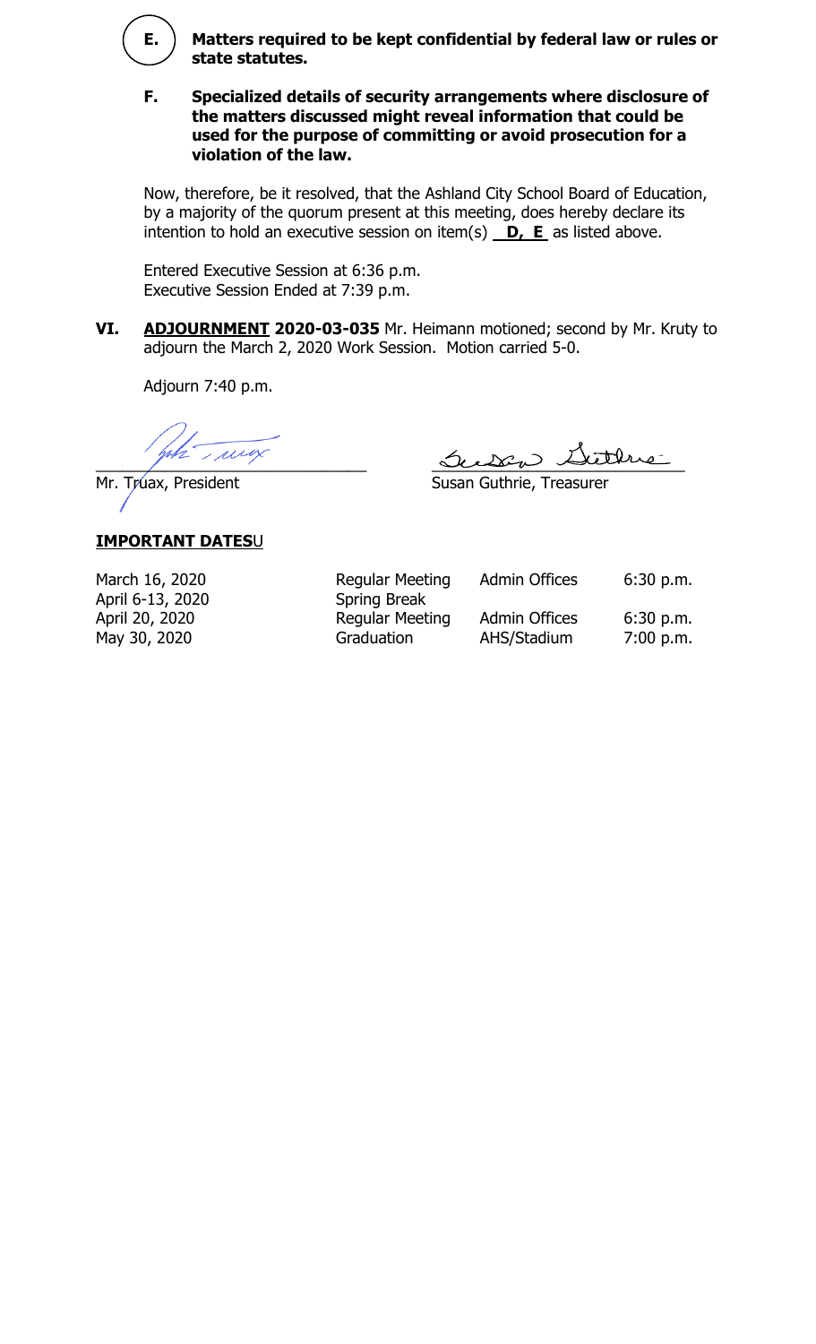**E.** **Matters required to be kept confidential by federal law or rules or state statutes.**

**F.** **Specialized details of security arrangements where disclosure of the matters discussed might reveal information that could be used for the purpose of committing or avoid prosecution for a violation of the law.**

Now, therefore, be it resolved, that the Ashland City School Board of Education, by a majority of the quorum present at this meeting, does hereby declare its intention to hold an executive session on item(s) **D, E** as listed above.

Entered Executive Session at 6:36 p.m.
Executive Session Ended at 7:39 p.m.

**VI.** **ADJOURNMENT 2020-03-035** Mr. Heimann motioned; second by Mr. Kruty to adjourn the March 2, 2020 Work Session. Motion carried 5-0.

Adjourn 7:40 p.m.

Mr. Truax, President

Susan Guthrie, Treasurer

**IMPORTANT DATES**

| | | | |
|---|---|---|---|
| March 16, 2020 | Regular Meeting | Admin Offices | 6:30 p.m. |
| April 6-13, 2020 | Spring Break | | |
| April 20, 2020 | Regular Meeting | Admin Offices | 6:30 p.m. |
| May 30, 2020 | Graduation | AHS/Stadium | 7:00 p.m. |